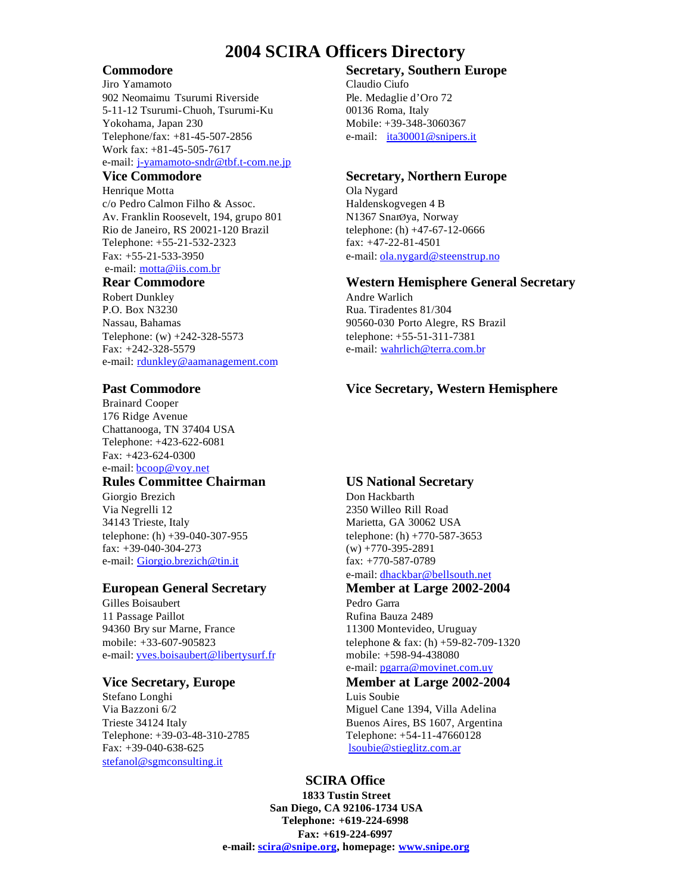# 2004 SCIRA Officers Directory

## Commodore

Jiro Yamamoto
902 Neomaimu Tsurumi Riverside
5-11-12 Tsurumi-Chuoh, Tsurumi-Ku
Yokohama, Japan 230
Telephone/fax: +81-45-507-2856
Work fax: +81-45-505-7617
e-mail: j-yamamoto-sndr@tbf.t-com.ne.jp

## Vice Commodore

Henrique Motta
c/o Pedro Calmon Filho & Assoc.
Av. Franklin Roosevelt, 194, grupo 801
Rio de Janeiro, RS 20021-120 Brazil
Telephone: +55-21-532-2323
Fax: +55-21-533-3950
e-mail: motta@iis.com.br

## Rear Commodore

Robert Dunkley
P.O. Box N3230
Nassau, Bahamas
Telephone: (w) +242-328-5573
Fax: +242-328-5579
e-mail: rdunkley@aamanagement.com

## Past Commodore

Brainard Cooper
176 Ridge Avenue
Chattanooga, TN 37404 USA
Telephone: +423-622-6081
Fax: +423-624-0300
e-mail: bcoop@voy.net

## Rules Committee Chairman

Giorgio Brezich
Via Negrelli 12
34143 Trieste, Italy
telephone: (h) +39-040-307-955
fax: +39-040-304-273
e-mail: Giorgio.brezich@tin.it

## European General Secretary

Gilles Boisaubert
11 Passage Paillot
94360 Bry sur Marne, France
mobile: +33-607-905823
e-mail: yves.boisaubert@libertysurf.fr

## Vice Secretary, Europe

Stefano Longhi
Via Bazzoni 6/2
Trieste 34124 Italy
Telephone: +39-03-48-310-2785
Fax: +39-040-638-625
stefanol@sgmconsulting.it

## Secretary, Southern Europe

Claudio Ciufo
Ple. Medaglie d'Oro 72
00136 Roma, Italy
Mobile: +39-348-3060367
e-mail: ita30001@snipers.it

## Secretary, Northern Europe

Ola Nygard
Haldenskogvegen 4 B
N1367 SnarØya, Norway
telephone: (h) +47-67-12-0666
fax: +47-22-81-4501
e-mail: ola.nygard@steenstrup.no

## Western Hemisphere General Secretary

Andre Warlich
Rua. Tiradentes 81/304
90560-030 Porto Alegre, RS Brazil
telephone: +55-51-311-7381
e-mail: wahrlich@terra.com.br

## Vice Secretary, Western Hemisphere

## US National Secretary

Don Hackbarth
2350 Willeo Rill Road
Marietta, GA 30062 USA
telephone: (h) +770-587-3653
(w) +770-395-2891
fax: +770-587-0789
e-mail: dhackbar@bellsouth.net

## Member at Large 2002-2004

Pedro Garra
Rufina Bauza 2489
11300 Montevideo, Uruguay
telephone & fax: (h) +59-82-709-1320
mobile: +598-94-438080
e-mail: pgarra@movinet.com.uy

## Member at Large 2002-2004

Luis Soubie
Miguel Cane 1394, Villa Adelina
Buenos Aires, BS 1607, Argentina
Telephone: +54-11-47660128
lsoubie@stieglitz.com.ar

## SCIRA Office

**1833 Tustin Street**
**San Diego, CA 92106-1734 USA**
**Telephone: +619-224-6998**
**Fax: +619-224-6997**
**e-mail: scira@snipe.org, homepage: www.snipe.org**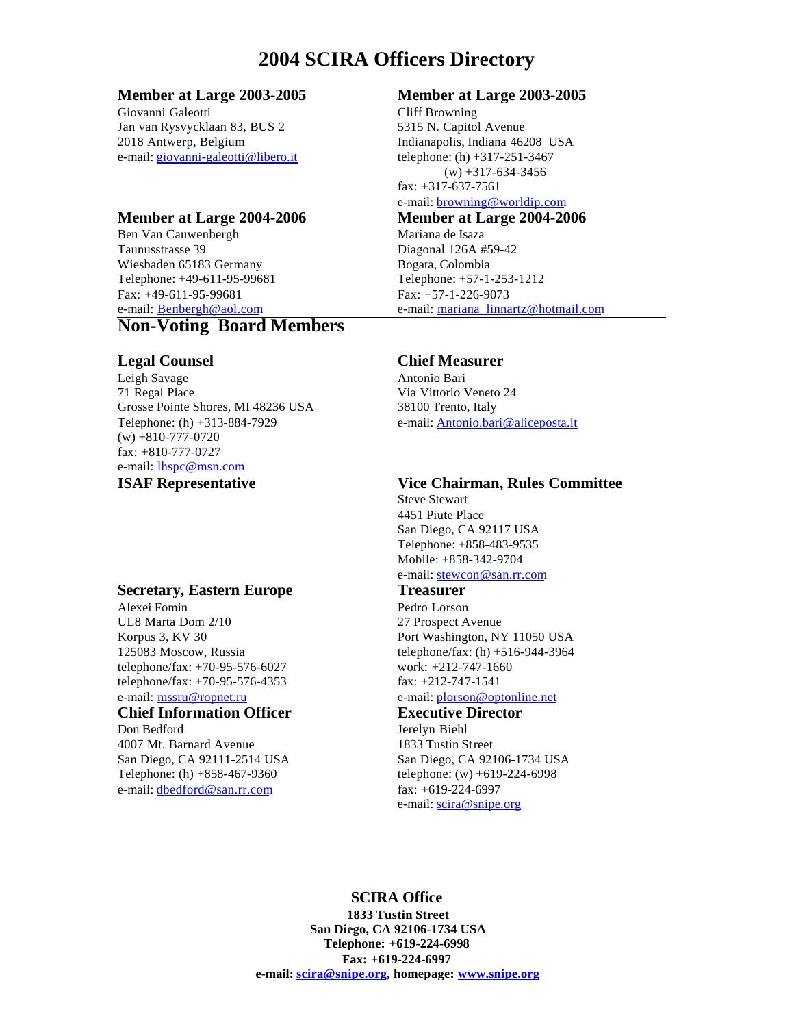# 2004 SCIRA Officers Directory

### Member at Large 2003-2005

Giovanni Galeotti
Jan van Rysvycklaan 83, BUS 2
2018 Antwerp, Belgium
e-mail: giovanni-galeotti@libero.it

### Member at Large 2003-2005

Cliff Browning
5315 N. Capitol Avenue
Indianapolis, Indiana 46208 USA
telephone: (h) +317-251-3467
(w) +317-634-3456
fax: +317-637-7561
e-mail: browning@worldip.com

### Member at Large 2004-2006

Ben Van Cauwenbergh
Taunusstrasse 39
Wiesbaden 65183 Germany
Telephone: +49-611-95-99681
Fax: +49-611-95-99681
e-mail: Benbergh@aol.com

### Member at Large 2004-2006

Mariana de Isaza
Diagonal 126A #59-42
Bogata, Colombia
Telephone: +57-1-253-1212
Fax: +57-1-226-9073
e-mail: mariana_linnartz@hotmail.com

## Non-Voting Board Members

### Legal Counsel

Leigh Savage
71 Regal Place
Grosse Pointe Shores, MI 48236 USA
Telephone: (h) +313-884-7929
(w) +810-777-0720
fax: +810-777-0727
e-mail: lhspc@msn.com

### Chief Measurer

Antonio Bari
Via Vittorio Veneto 24
38100 Trento, Italy
e-mail: Antonio.bari@aliceposta.it

### ISAF Representative

### Vice Chairman, Rules Committee

Steve Stewart
4451 Piute Place
San Diego, CA 92117 USA
Telephone: +858-483-9535
Mobile: +858-342-9704
e-mail: stewcon@san.rr.com

### Secretary, Eastern Europe

Alexei Fomin
UL8 Marta Dom 2/10
Korpus 3, KV 30
125083 Moscow, Russia
telephone/fax: +70-95-576-6027
telephone/fax: +70-95-576-4353
e-mail: mssru@ropnet.ru

### Treasurer

Pedro Lorson
27 Prospect Avenue
Port Washington, NY 11050 USA
telephone/fax: (h) +516-944-3964
work: +212-747-1660
fax: +212-747-1541
e-mail: plorson@optonline.net

### Chief Information Officer

Don Bedford
4007 Mt. Barnard Avenue
San Diego, CA 92111-2514 USA
Telephone: (h) +858-467-9360
e-mail: dbedford@san.rr.com

### Executive Director

Jerelyn Biehl
1833 Tustin Street
San Diego, CA 92106-1734 USA
telephone: (w) +619-224-6998
fax: +619-224-6997
e-mail: scira@snipe.org

### SCIRA Office

**1833 Tustin Street**
**San Diego, CA 92106-1734 USA**
**Telephone: +619-224-6998**
**Fax: +619-224-6997**
**e-mail: scira@snipe.org, homepage: www.snipe.org**